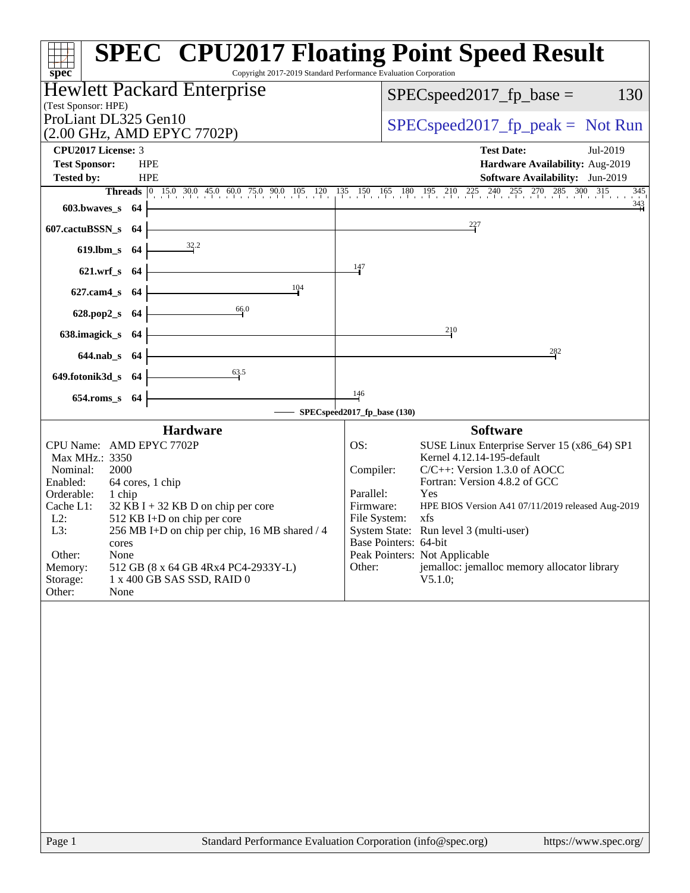# SPEC CPU2017 Floating Point Speed Result

Copyright 2017-2019 Standard Performance Evaluation Corporation

## Hewlett Packard Enterprise
(Test Sponsor: HPE)

ProLiant DL325 Gen10
(2.00 GHz, AMD EPYC 7702P)

SPECspeed2017_fp_base = 130

SPECspeed2017_fp_peak = Not Run

| | | | |
|---|---|---|---|
| **CPU2017 License:** | 3 | **Test Date:** | Jul-2019 |
| **Test Sponsor:** | HPE | **Hardware Availability:** | Aug-2019 |
| **Tested by:** | HPE | **Software Availability:** | Jun-2019 |

| Benchmark | Threads | SPECspeed2017_fp_base |
|---|---|---|
| 603.bwaves_s | 64 | 343 |
| 607.cactuBSSN_s | 64 | 227 |
| 619.lbm_s | 64 | 32.2 |
| 621.wrf_s | 64 | 147 |
| 627.cam4_s | 64 | 104 |
| 628.pop2_s | 64 | 66.0 |
| 638.imagick_s | 64 | 210 |
| 644.nab_s | 64 | 282 |
| 649.fotonik3d_s | 64 | 63.5 |
| 654.roms_s | 64 | 146 |

SPECspeed2017_fp_base (130)

### Hardware

| | |
|---|---|
| CPU Name: | AMD EPYC 7702P |
| Max MHz.: | 3350 |
| Nominal: | 2000 |
| Enabled: | 64 cores, 1 chip |
| Orderable: | 1 chip |
| Cache L1: | 32 KB I + 32 KB D on chip per core |
| L2: | 512 KB I+D on chip per core |
| L3: | 256 MB I+D on chip per chip, 16 MB shared / 4 cores |
| Other: | None |
| Memory: | 512 GB (8 x 64 GB 4Rx4 PC4-2933Y-L) |
| Storage: | 1 x 400 GB SAS SSD, RAID 0 |
| Other: | None |

### Software

| | |
|---|---|
| OS: | SUSE Linux Enterprise Server 15 (x86_64) SP1 Kernel 4.12.14-195-default |
| Compiler: | C/C++: Version 1.3.0 of AOCC Fortran: Version 4.8.2 of GCC |
| Parallel: | Yes |
| Firmware: | HPE BIOS Version A41 07/11/2019 released Aug-2019 |
| File System: | xfs |
| System State: | Run level 3 (multi-user) |
| Base Pointers: | 64-bit |
| Peak Pointers: | Not Applicable |
| Other: | jemalloc: jemalloc memory allocator library V5.1.0; |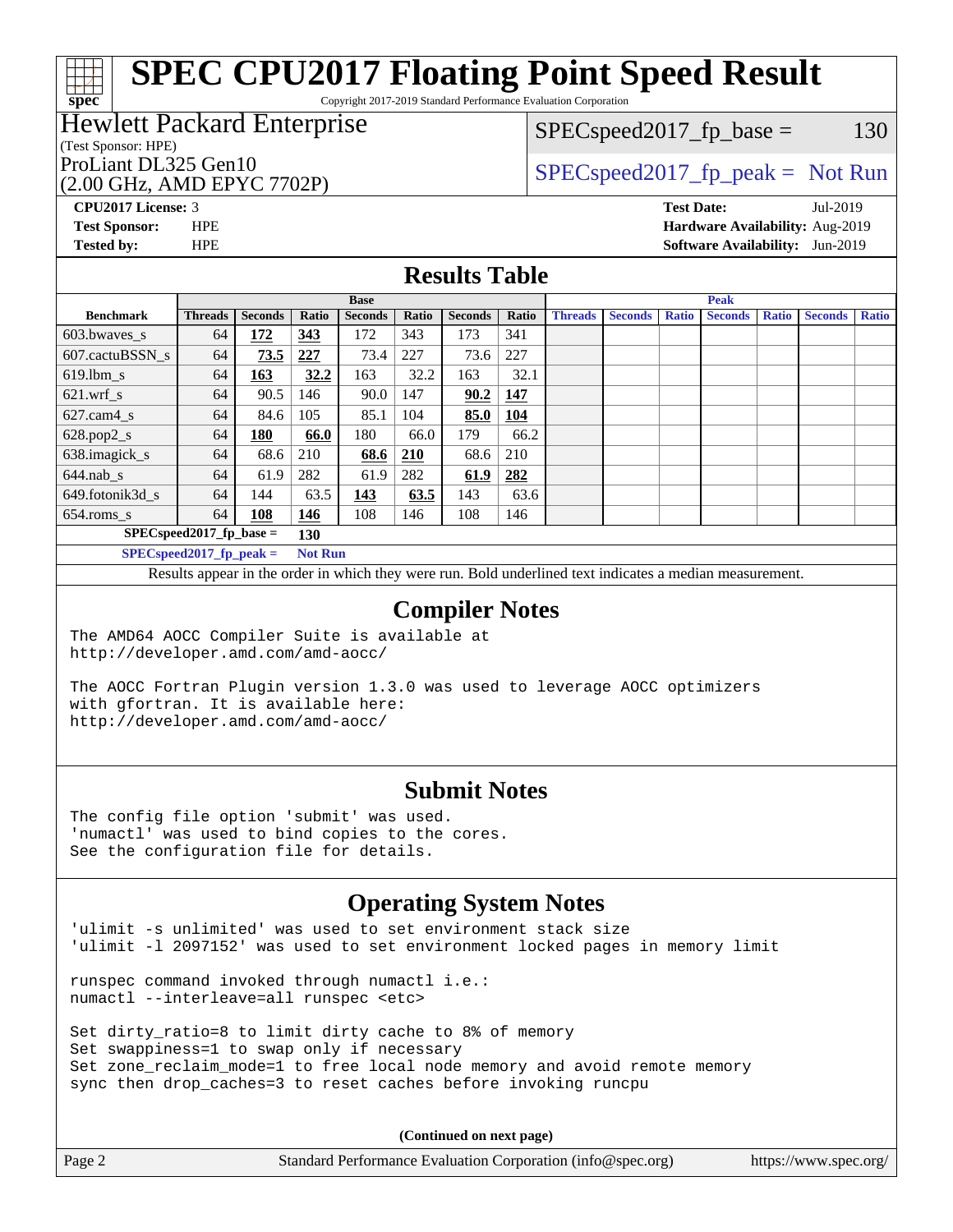# SPEC CPU2017 Floating Point Speed Result

Copyright 2017-2019 Standard Performance Evaluation Corporation

**Hewlett Packard Enterprise**
(Test Sponsor: HPE)

ProLiant DL325 Gen10
(2.00 GHz, AMD EPYC 7702P)

SPECspeed2017_fp_base = 130

SPECspeed2017_fp_peak = Not Run

| | | | |
|---|---|---|---|
| **CPU2017 License:** | 3 | **Test Date:** | Jul-2019 |
| **Test Sponsor:** | HPE | **Hardware Availability:** | Aug-2019 |
| **Tested by:** | HPE | **Software Availability:** | Jun-2019 |

## Results Table

| | Base | | | | | | | Peak | | | | | | |
|---|---|---|---|---|---|---|---|---|---|---|---|---|---|---|
| **Benchmark** | **Threads** | **Seconds** | **Ratio** | **Seconds** | **Ratio** | **Seconds** | **Ratio** | **Threads** | **Seconds** | **Ratio** | **Seconds** | **Ratio** | **Seconds** | **Ratio** |
| 603.bwaves_s | 64 | **172** | **343** | 172 | 343 | 173 | 341 | | | | | | | |
| 607.cactuBSSN_s | 64 | **73.5** | **227** | 73.4 | 227 | 73.6 | 227 | | | | | | | |
| 619.lbm_s | 64 | **163** | **32.2** | 163 | 32.2 | 163 | 32.1 | | | | | | | |
| 621.wrf_s | 64 | 90.5 | 146 | 90.0 | 147 | **90.2** | **147** | | | | | | | |
| 627.cam4_s | 64 | 84.6 | 105 | 85.1 | 104 | **85.0** | **104** | | | | | | | |
| 628.pop2_s | 64 | **180** | **66.0** | 180 | 66.0 | 179 | 66.2 | | | | | | | |
| 638.imagick_s | 64 | 68.6 | 210 | **68.6** | **210** | 68.6 | 210 | | | | | | | |
| 644.nab_s | 64 | 61.9 | 282 | 61.9 | 282 | **61.9** | **282** | | | | | | | |
| 649.fotonik3d_s | 64 | 144 | 63.5 | **143** | **63.5** | 143 | 63.6 | | | | | | | |
| 654.roms_s | 64 | **108** | **146** | 108 | 146 | 108 | 146 | | | | | | | |

**SPECspeed2017_fp_base = 130**

**SPECspeed2017_fp_peak = Not Run**

Results appear in the order in which they were run. Bold underlined text indicates a median measurement.

## Compiler Notes

```
The AMD64 AOCC Compiler Suite is available at
http://developer.amd.com/amd-aocc/

The AOCC Fortran Plugin version 1.3.0 was used to leverage AOCC optimizers
with gfortran. It is available here:
http://developer.amd.com/amd-aocc/
```

## Submit Notes

```
The config file option 'submit' was used.
'numactl' was used to bind copies to the cores.
See the configuration file for details.
```

## Operating System Notes

```
'ulimit -s unlimited' was used to set environment stack size
'ulimit -l 2097152' was used to set environment locked pages in memory limit

runspec command invoked through numactl i.e.:
numactl --interleave=all runspec <etc>

Set dirty_ratio=8 to limit dirty cache to 8% of memory
Set swappiness=1 to swap only if necessary
Set zone_reclaim_mode=1 to free local node memory and avoid remote memory
sync then drop_caches=3 to reset caches before invoking runcpu
```

**(Continued on next page)**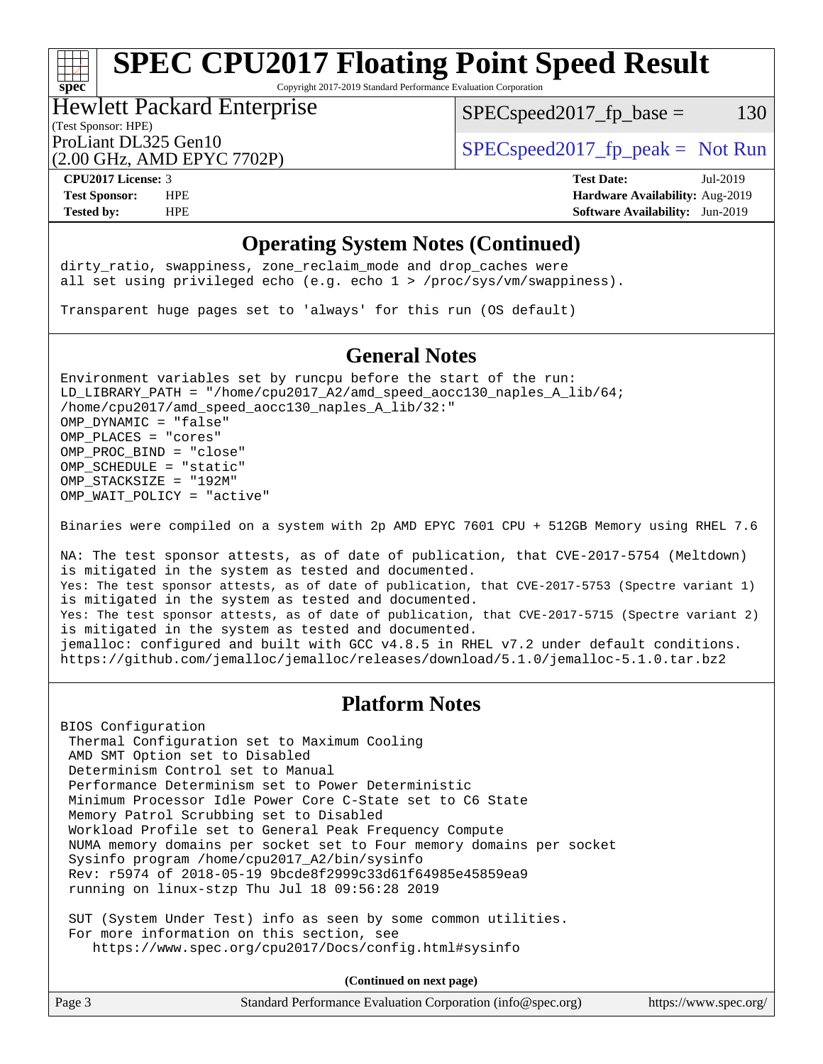# SPEC CPU2017 Floating Point Speed Result

Copyright 2017-2019 Standard Performance Evaluation Corporation

**Hewlett Packard Enterprise**
(Test Sponsor: HPE)
ProLiant DL325 Gen10
(2.00 GHz, AMD EPYC 7702P)

SPECspeed2017_fp_base = 130
SPECspeed2017_fp_peak = Not Run

| | | | |
|---|---|---|---|
| **CPU2017 License:** | 3 | **Test Date:** | Jul-2019 |
| **Test Sponsor:** | HPE | **Hardware Availability:** | Aug-2019 |
| **Tested by:** | HPE | **Software Availability:** | Jun-2019 |

## Operating System Notes (Continued)

```
dirty_ratio, swappiness, zone_reclaim_mode and drop_caches were
all set using privileged echo (e.g. echo 1 > /proc/sys/vm/swappiness).

Transparent huge pages set to 'always' for this run (OS default)
```

## General Notes

```
Environment variables set by runcpu before the start of the run:
LD_LIBRARY_PATH = "/home/cpu2017_A2/amd_speed_aocc130_naples_A_lib/64;
/home/cpu2017/amd_speed_aocc130_naples_A_lib/32:"
OMP_DYNAMIC = "false"
OMP_PLACES = "cores"
OMP_PROC_BIND = "close"
OMP_SCHEDULE = "static"
OMP_STACKSIZE = "192M"
OMP_WAIT_POLICY = "active"

Binaries were compiled on a system with 2p AMD EPYC 7601 CPU + 512GB Memory using RHEL 7.6

NA: The test sponsor attests, as of date of publication, that CVE-2017-5754 (Meltdown)
is mitigated in the system as tested and documented.
Yes: The test sponsor attests, as of date of publication, that CVE-2017-5753 (Spectre variant 1)
is mitigated in the system as tested and documented.
Yes: The test sponsor attests, as of date of publication, that CVE-2017-5715 (Spectre variant 2)
is mitigated in the system as tested and documented.
jemalloc: configured and built with GCC v4.8.5 in RHEL v7.2 under default conditions.
https://github.com/jemalloc/jemalloc/releases/download/5.1.0/jemalloc-5.1.0.tar.bz2
```

## Platform Notes

```
BIOS Configuration
 Thermal Configuration set to Maximum Cooling
 AMD SMT Option set to Disabled
 Determinism Control set to Manual
 Performance Determinism set to Power Deterministic
 Minimum Processor Idle Power Core C-State set to C6 State
 Memory Patrol Scrubbing set to Disabled
 Workload Profile set to General Peak Frequency Compute
 NUMA memory domains per socket set to Four memory domains per socket
 Sysinfo program /home/cpu2017_A2/bin/sysinfo
 Rev: r5974 of 2018-05-19 9bcde8f2999c33d61f64985e45859ea9
 running on linux-stzp Thu Jul 18 09:56:28 2019

 SUT (System Under Test) info as seen by some common utilities.
 For more information on this section, see
    https://www.spec.org/cpu2017/Docs/config.html#sysinfo
```

**(Continued on next page)**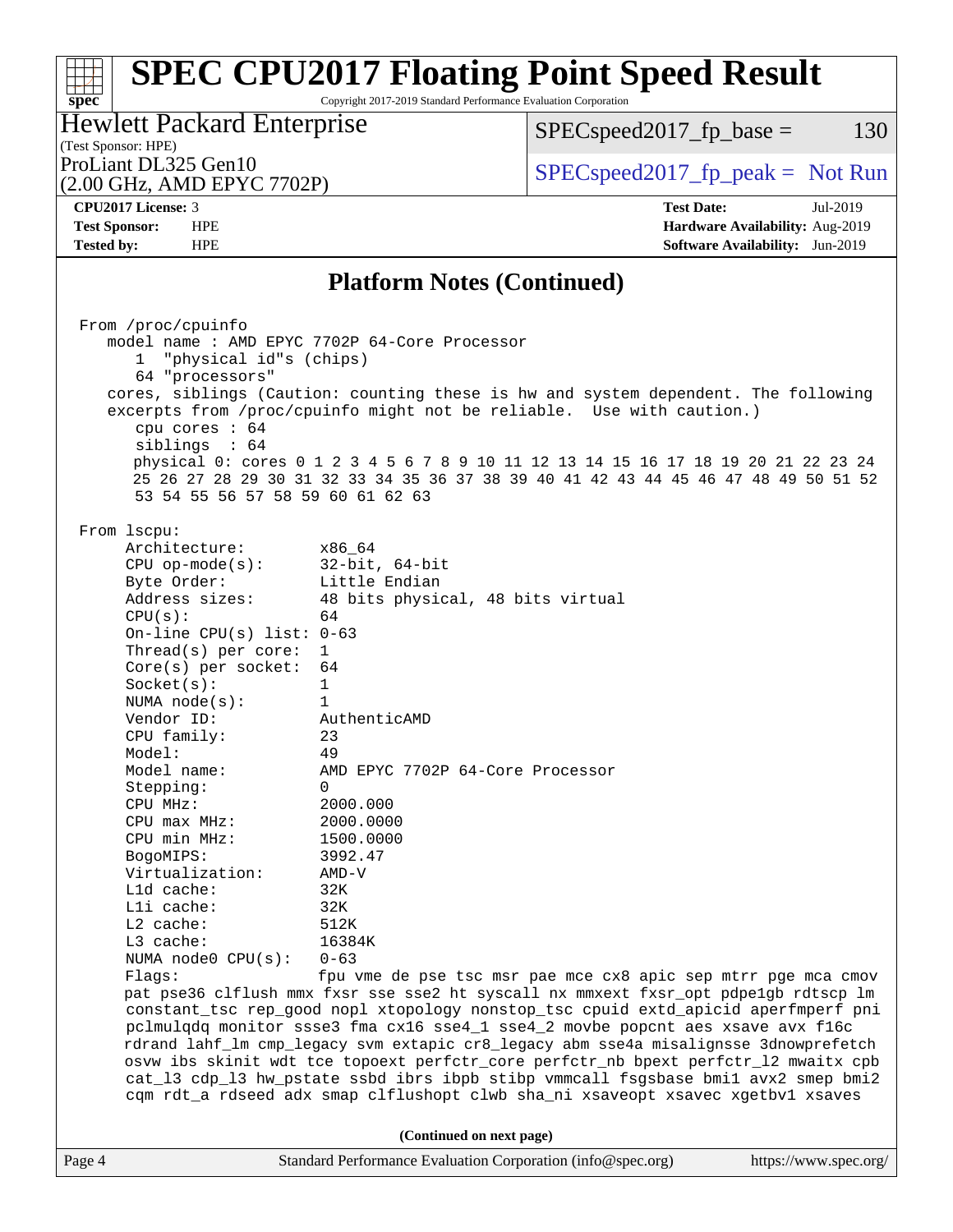## Platform Notes (Continued)

```
From /proc/cpuinfo
   model name : AMD EPYC 7702P 64-Core Processor
      1  "physical id"s (chips)
      64 "processors"
   cores, siblings (Caution: counting these is hw and system dependent. The following
   excerpts from /proc/cpuinfo might not be reliable.  Use with caution.)
      cpu cores : 64
      siblings  : 64
      physical 0: cores 0 1 2 3 4 5 6 7 8 9 10 11 12 13 14 15 16 17 18 19 20 21 22 23 24
      25 26 27 28 29 30 31 32 33 34 35 36 37 38 39 40 41 42 43 44 45 46 47 48 49 50 51 52
      53 54 55 56 57 58 59 60 61 62 63

From lscpu:
     Architecture:        x86_64
     CPU op-mode(s):      32-bit, 64-bit
     Byte Order:          Little Endian
     Address sizes:       48 bits physical, 48 bits virtual
     CPU(s):              64
     On-line CPU(s) list: 0-63
     Thread(s) per core:  1
     Core(s) per socket:  64
     Socket(s):           1
     NUMA node(s):        1
     Vendor ID:           AuthenticAMD
     CPU family:          23
     Model:               49
     Model name:          AMD EPYC 7702P 64-Core Processor
     Stepping:            0
     CPU MHz:             2000.000
     CPU max MHz:         2000.0000
     CPU min MHz:         1500.0000
     BogoMIPS:            3992.47
     Virtualization:      AMD-V
     L1d cache:           32K
     L1i cache:           32K
     L2 cache:            512K
     L3 cache:            16384K
     NUMA node0 CPU(s):   0-63
     Flags:               fpu vme de pse tsc msr pae mce cx8 apic sep mtrr pge mca cmov
     pat pse36 clflush mmx fxsr sse sse2 ht syscall nx mmxext fxsr_opt pdpe1gb rdtscp lm
     constant_tsc rep_good nopl xtopology nonstop_tsc cpuid extd_apicid aperfmperf pni
     pclmulqdq monitor ssse3 fma cx16 sse4_1 sse4_2 movbe popcnt aes xsave avx f16c
     rdrand lahf_lm cmp_legacy svm extapic cr8_legacy abm sse4a misalignsse 3dnowprefetch
     osvw ibs skinit wdt tce topoext perfctr_core perfctr_nb bpext perfctr_l2 mwaitx cpb
     cat_l3 cdp_l3 hw_pstate ssbd ibrs ibpb stibp vmmcall fsgsbase bmi1 avx2 smep bmi2
     cqm rdt_a rdseed adx smap clflushopt clwb sha_ni xsaveopt xsavec xgetbv1 xsaves
```

**(Continued on next page)**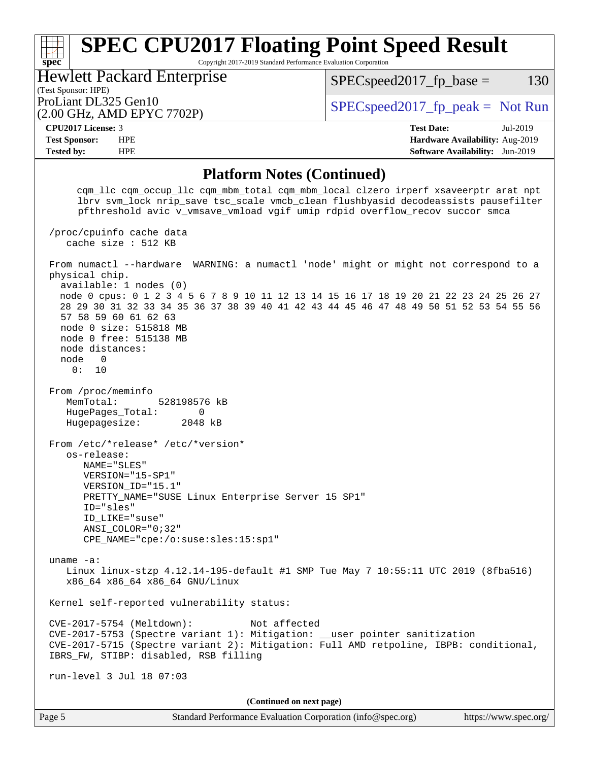## Platform Notes (Continued)

```
     cqm_llc cqm_occup_llc cqm_mbm_total cqm_mbm_local clzero irperf xsaveerptr arat npt
     lbrv svm_lock nrip_save tsc_scale vmcb_clean flushbyasid decodeassists pausefilter
     pfthreshold avic v_vmsave_vmload vgif umip rdpid overflow_recov succor smca

 /proc/cpuinfo cache data
    cache size : 512 KB

 From numactl --hardware  WARNING: a numactl 'node' might or might not correspond to a
 physical chip.
   available: 1 nodes (0)
   node 0 cpus: 0 1 2 3 4 5 6 7 8 9 10 11 12 13 14 15 16 17 18 19 20 21 22 23 24 25 26 27
   28 29 30 31 32 33 34 35 36 37 38 39 40 41 42 43 44 45 46 47 48 49 50 51 52 53 54 55 56
   57 58 59 60 61 62 63
   node 0 size: 515818 MB
   node 0 free: 515138 MB
   node distances:
   node   0
     0:  10

 From /proc/meminfo
    MemTotal:       528198576 kB
    HugePages_Total:       0
    Hugepagesize:       2048 kB

 From /etc/*release* /etc/*version*
    os-release:
       NAME="SLES"
       VERSION="15-SP1"
       VERSION_ID="15.1"
       PRETTY_NAME="SUSE Linux Enterprise Server 15 SP1"
       ID="sles"
       ID_LIKE="suse"
       ANSI_COLOR="0;32"
       CPE_NAME="cpe:/o:suse:sles:15:sp1"

 uname -a:
    Linux linux-stzp 4.12.14-195-default #1 SMP Tue May 7 10:55:11 UTC 2019 (8fba516)
    x86_64 x86_64 x86_64 GNU/Linux

 Kernel self-reported vulnerability status:

 CVE-2017-5754 (Meltdown):          Not affected
 CVE-2017-5753 (Spectre variant 1): Mitigation: __user pointer sanitization
 CVE-2017-5715 (Spectre variant 2): Mitigation: Full AMD retpoline, IBPB: conditional,
 IBRS_FW, STIBP: disabled, RSB filling

 run-level 3 Jul 18 07:03
```

**(Continued on next page)**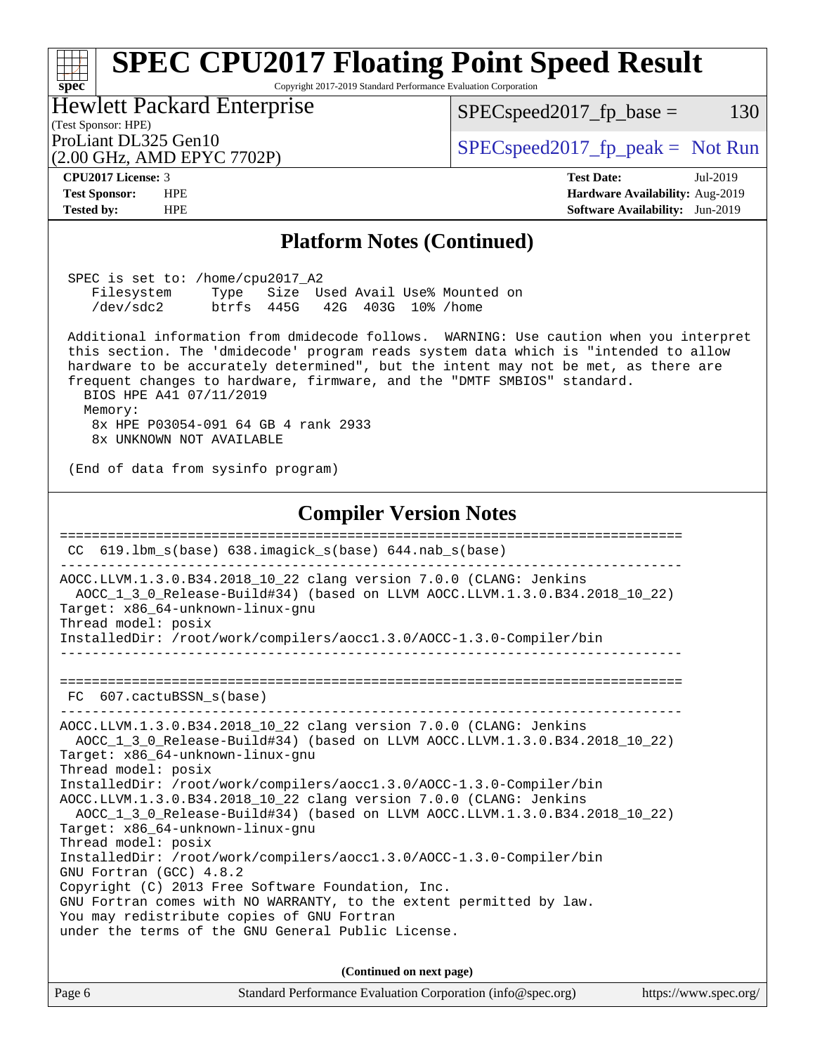# SPEC CPU2017 Floating Point Speed Result

Copyright 2017-2019 Standard Performance Evaluation Corporation

Hewlett Packard Enterprise
(Test Sponsor: HPE)
ProLiant DL325 Gen10
(2.00 GHz, AMD EPYC 7702P)

SPECspeed2017_fp_base = 130

SPECspeed2017_fp_peak = Not Run

**CPU2017 License:** 3
**Test Sponsor:** HPE
**Tested by:** HPE

**Test Date:** Jul-2019
**Hardware Availability:** Aug-2019
**Software Availability:** Jun-2019

## Platform Notes (Continued)

```
SPEC is set to: /home/cpu2017_A2
   Filesystem     Type   Size  Used Avail Use% Mounted on
   /dev/sdc2      btrfs  445G   42G  403G  10% /home

Additional information from dmidecode follows.  WARNING: Use caution when you interpret
this section. The 'dmidecode' program reads system data which is "intended to allow
hardware to be accurately determined", but the intent may not be met, as there are
frequent changes to hardware, firmware, and the "DMTF SMBIOS" standard.
  BIOS HPE A41 07/11/2019
  Memory:
    8x HPE P03054-091 64 GB 4 rank 2933
    8x UNKNOWN NOT AVAILABLE

(End of data from sysinfo program)
```

## Compiler Version Notes

```
==============================================================================
 CC  619.lbm_s(base) 638.imagick_s(base) 644.nab_s(base)
------------------------------------------------------------------------------
AOCC.LLVM.1.3.0.B34.2018_10_22 clang version 7.0.0 (CLANG: Jenkins
  AOCC_1_3_0_Release-Build#34) (based on LLVM AOCC.LLVM.1.3.0.B34.2018_10_22)
Target: x86_64-unknown-linux-gnu
Thread model: posix
InstalledDir: /root/work/compilers/aocc1.3.0/AOCC-1.3.0-Compiler/bin
------------------------------------------------------------------------------

==============================================================================
 FC  607.cactuBSSN_s(base)
------------------------------------------------------------------------------
AOCC.LLVM.1.3.0.B34.2018_10_22 clang version 7.0.0 (CLANG: Jenkins
  AOCC_1_3_0_Release-Build#34) (based on LLVM AOCC.LLVM.1.3.0.B34.2018_10_22)
Target: x86_64-unknown-linux-gnu
Thread model: posix
InstalledDir: /root/work/compilers/aocc1.3.0/AOCC-1.3.0-Compiler/bin
AOCC.LLVM.1.3.0.B34.2018_10_22 clang version 7.0.0 (CLANG: Jenkins
  AOCC_1_3_0_Release-Build#34) (based on LLVM AOCC.LLVM.1.3.0.B34.2018_10_22)
Target: x86_64-unknown-linux-gnu
Thread model: posix
InstalledDir: /root/work/compilers/aocc1.3.0/AOCC-1.3.0-Compiler/bin
GNU Fortran (GCC) 4.8.2
Copyright (C) 2013 Free Software Foundation, Inc.
GNU Fortran comes with NO WARRANTY, to the extent permitted by law.
You may redistribute copies of GNU Fortran
under the terms of the GNU General Public License.
```

**(Continued on next page)**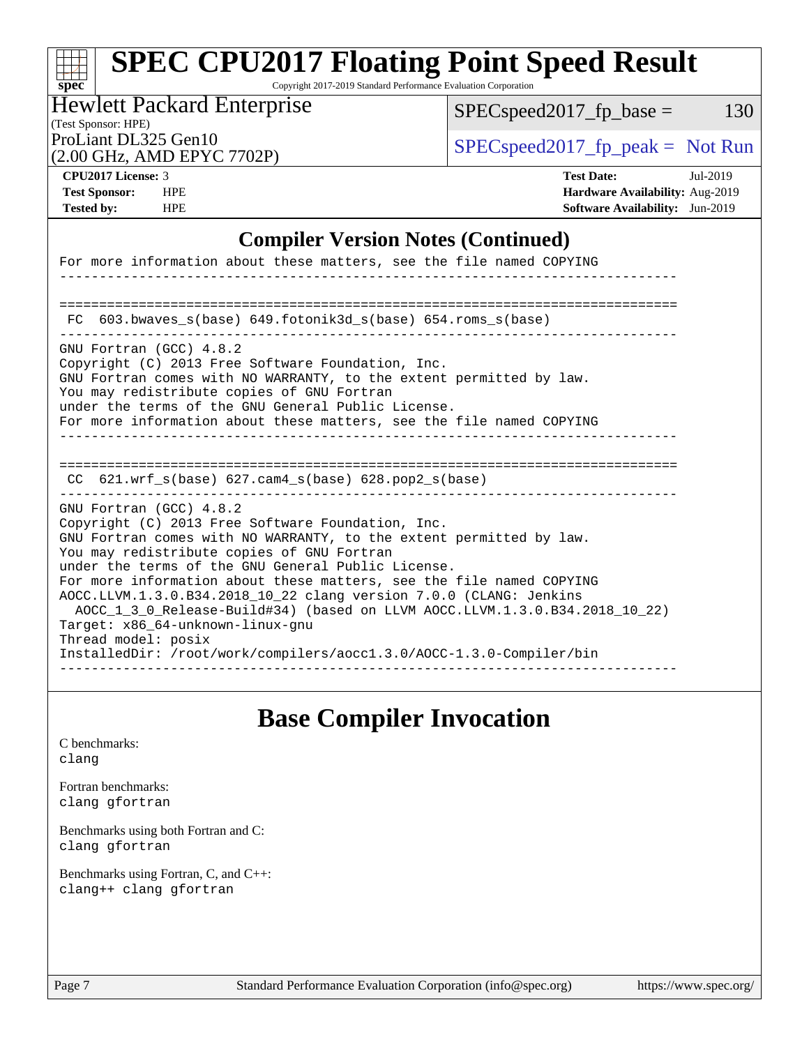## Compiler Version Notes (Continued)

```
For more information about these matters, see the file named COPYING
------------------------------------------------------------------------------


==============================================================================
 FC  603.bwaves_s(base) 649.fotonik3d_s(base) 654.roms_s(base)
------------------------------------------------------------------------------
GNU Fortran (GCC) 4.8.2
Copyright (C) 2013 Free Software Foundation, Inc.
GNU Fortran comes with NO WARRANTY, to the extent permitted by law.
You may redistribute copies of GNU Fortran
under the terms of the GNU General Public License.
For more information about these matters, see the file named COPYING
------------------------------------------------------------------------------


==============================================================================
 CC  621.wrf_s(base) 627.cam4_s(base) 628.pop2_s(base)
------------------------------------------------------------------------------
GNU Fortran (GCC) 4.8.2
Copyright (C) 2013 Free Software Foundation, Inc.
GNU Fortran comes with NO WARRANTY, to the extent permitted by law.
You may redistribute copies of GNU Fortran
under the terms of the GNU General Public License.
For more information about these matters, see the file named COPYING
AOCC.LLVM.1.3.0.B34.2018_10_22 clang version 7.0.0 (CLANG: Jenkins
  AOCC_1_3_0_Release-Build#34) (based on LLVM AOCC.LLVM.1.3.0.B34.2018_10_22)
Target: x86_64-unknown-linux-gnu
Thread model: posix
InstalledDir: /root/work/compilers/aocc1.3.0/AOCC-1.3.0-Compiler/bin
------------------------------------------------------------------------------
```

# Base Compiler Invocation

C benchmarks:
clang

Fortran benchmarks:
clang gfortran

Benchmarks using both Fortran and C:
clang gfortran

Benchmarks using Fortran, C, and C++:
clang++ clang gfortran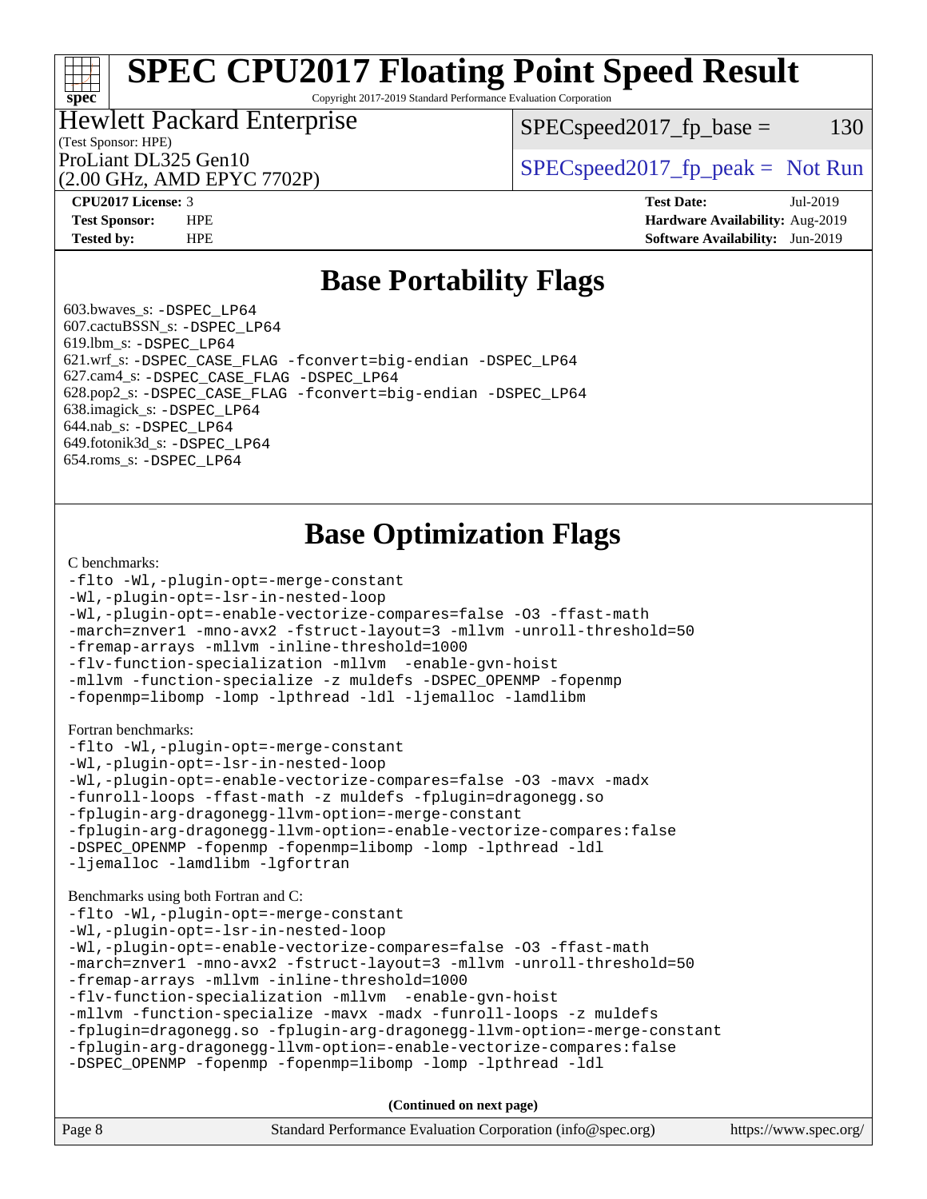# SPEC CPU2017 Floating Point Speed Result

Copyright 2017-2019 Standard Performance Evaluation Corporation

**Hewlett Packard Enterprise**
(Test Sponsor: HPE)
ProLiant DL325 Gen10
(2.00 GHz, AMD EPYC 7702P)

SPECspeed2017_fp_base = 130

SPECspeed2017_fp_peak = Not Run

| | | | |
|---|---|---|---|
| **CPU2017 License:** | 3 | **Test Date:** | Jul-2019 |
| **Test Sponsor:** | HPE | **Hardware Availability:** | Aug-2019 |
| **Tested by:** | HPE | **Software Availability:** | Jun-2019 |

## Base Portability Flags

603.bwaves_s: `-DSPEC_LP64`
607.cactuBSSN_s: `-DSPEC_LP64`
619.lbm_s: `-DSPEC_LP64`
621.wrf_s: `-DSPEC_CASE_FLAG -fconvert=big-endian -DSPEC_LP64`
627.cam4_s: `-DSPEC_CASE_FLAG -DSPEC_LP64`
628.pop2_s: `-DSPEC_CASE_FLAG -fconvert=big-endian -DSPEC_LP64`
638.imagick_s: `-DSPEC_LP64`
644.nab_s: `-DSPEC_LP64`
649.fotonik3d_s: `-DSPEC_LP64`
654.roms_s: `-DSPEC_LP64`

## Base Optimization Flags

C benchmarks:

```
-flto -Wl,-plugin-opt=-merge-constant
-Wl,-plugin-opt=-lsr-in-nested-loop
-Wl,-plugin-opt=-enable-vectorize-compares=false -O3 -ffast-math
-march=znver1 -mno-avx2 -fstruct-layout=3 -mllvm -unroll-threshold=50
-fremap-arrays -mllvm -inline-threshold=1000
-flv-function-specialization -mllvm  -enable-gvn-hoist
-mllvm -function-specialize -z muldefs -DSPEC_OPENMP -fopenmp
-fopenmp=libomp -lomp -lpthread -ldl -ljemalloc -lamdlibm
```

Fortran benchmarks:

```
-flto -Wl,-plugin-opt=-merge-constant
-Wl,-plugin-opt=-lsr-in-nested-loop
-Wl,-plugin-opt=-enable-vectorize-compares=false -O3 -mavx -madx
-funroll-loops -ffast-math -z muldefs -fplugin=dragonegg.so
-fplugin-arg-dragonegg-llvm-option=-merge-constant
-fplugin-arg-dragonegg-llvm-option=-enable-vectorize-compares:false
-DSPEC_OPENMP -fopenmp -fopenmp=libomp -lomp -lpthread -ldl
-ljemalloc -lamdlibm -lgfortran
```

Benchmarks using both Fortran and C:

```
-flto -Wl,-plugin-opt=-merge-constant
-Wl,-plugin-opt=-lsr-in-nested-loop
-Wl,-plugin-opt=-enable-vectorize-compares=false -O3 -ffast-math
-march=znver1 -mno-avx2 -fstruct-layout=3 -mllvm -unroll-threshold=50
-fremap-arrays -mllvm -inline-threshold=1000
-flv-function-specialization -mllvm  -enable-gvn-hoist
-mllvm -function-specialize -mavx -madx -funroll-loops -z muldefs
-fplugin=dragonegg.so -fplugin-arg-dragonegg-llvm-option=-merge-constant
-fplugin-arg-dragonegg-llvm-option=-enable-vectorize-compares:false
-DSPEC_OPENMP -fopenmp -fopenmp=libomp -lomp -lpthread -ldl
```

**(Continued on next page)**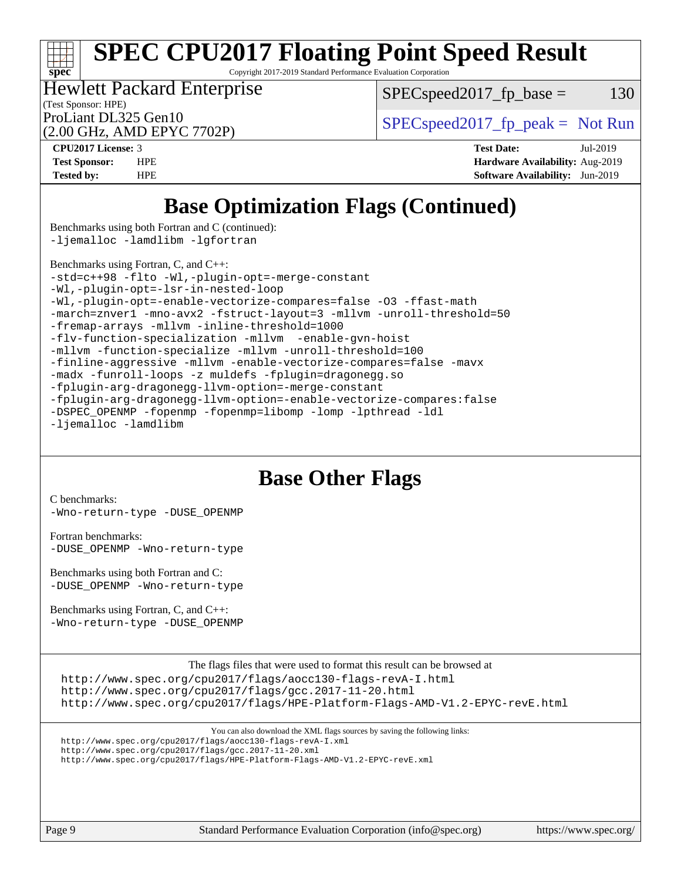# Base Optimization Flags (Continued)

Benchmarks using both Fortran and C (continued):
```
-ljemalloc -lamdlibm -lgfortran
```

Benchmarks using Fortran, C, and C++:
```
-std=c++98 -flto -Wl,-plugin-opt=-merge-constant
-Wl,-plugin-opt=-lsr-in-nested-loop
-Wl,-plugin-opt=-enable-vectorize-compares=false -O3 -ffast-math
-march=znver1 -mno-avx2 -fstruct-layout=3 -mllvm -unroll-threshold=50
-fremap-arrays -mllvm -inline-threshold=1000
-flv-function-specialization -mllvm  -enable-gvn-hoist
-mllvm -function-specialize -mllvm -unroll-threshold=100
-finline-aggressive -mllvm -enable-vectorize-compares=false -mavx
-madx -funroll-loops -z muldefs -fplugin=dragonegg.so
-fplugin-arg-dragonegg-llvm-option=-merge-constant
-fplugin-arg-dragonegg-llvm-option=-enable-vectorize-compares:false
-DSPEC_OPENMP -fopenmp -fopenmp=libomp -lomp -lpthread -ldl
-ljemalloc -lamdlibm
```

# Base Other Flags

C benchmarks:
```
-Wno-return-type -DUSE_OPENMP
```

Fortran benchmarks:
```
-DUSE_OPENMP -Wno-return-type
```

Benchmarks using both Fortran and C:
```
-DUSE_OPENMP -Wno-return-type
```

Benchmarks using Fortran, C, and C++:
```
-Wno-return-type -DUSE_OPENMP
```

The flags files that were used to format this result can be browsed at
http://www.spec.org/cpu2017/flags/aocc130-flags-revA-I.html
http://www.spec.org/cpu2017/flags/gcc.2017-11-20.html
http://www.spec.org/cpu2017/flags/HPE-Platform-Flags-AMD-V1.2-EPYC-revE.html

You can also download the XML flags sources by saving the following links:
http://www.spec.org/cpu2017/flags/aocc130-flags-revA-I.xml
http://www.spec.org/cpu2017/flags/gcc.2017-11-20.xml
http://www.spec.org/cpu2017/flags/HPE-Platform-Flags-AMD-V1.2-EPYC-revE.xml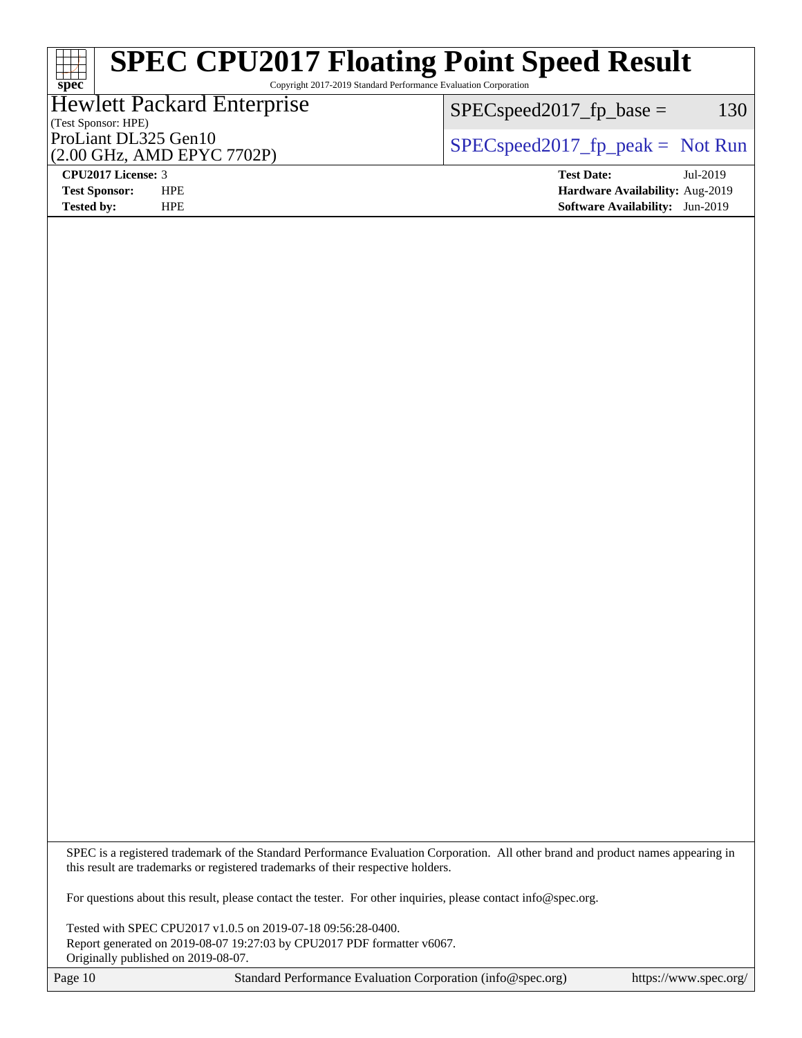SPEC is a registered trademark of the Standard Performance Evaluation Corporation. All other brand and product names appearing in this result are trademarks or registered trademarks of their respective holders.

For questions about this result, please contact the tester. For other inquiries, please contact info@spec.org.

Tested with SPEC CPU2017 v1.0.5 on 2019-07-18 09:56:28-0400.
Report generated on 2019-08-07 19:27:03 by CPU2017 PDF formatter v6067.
Originally published on 2019-08-07.